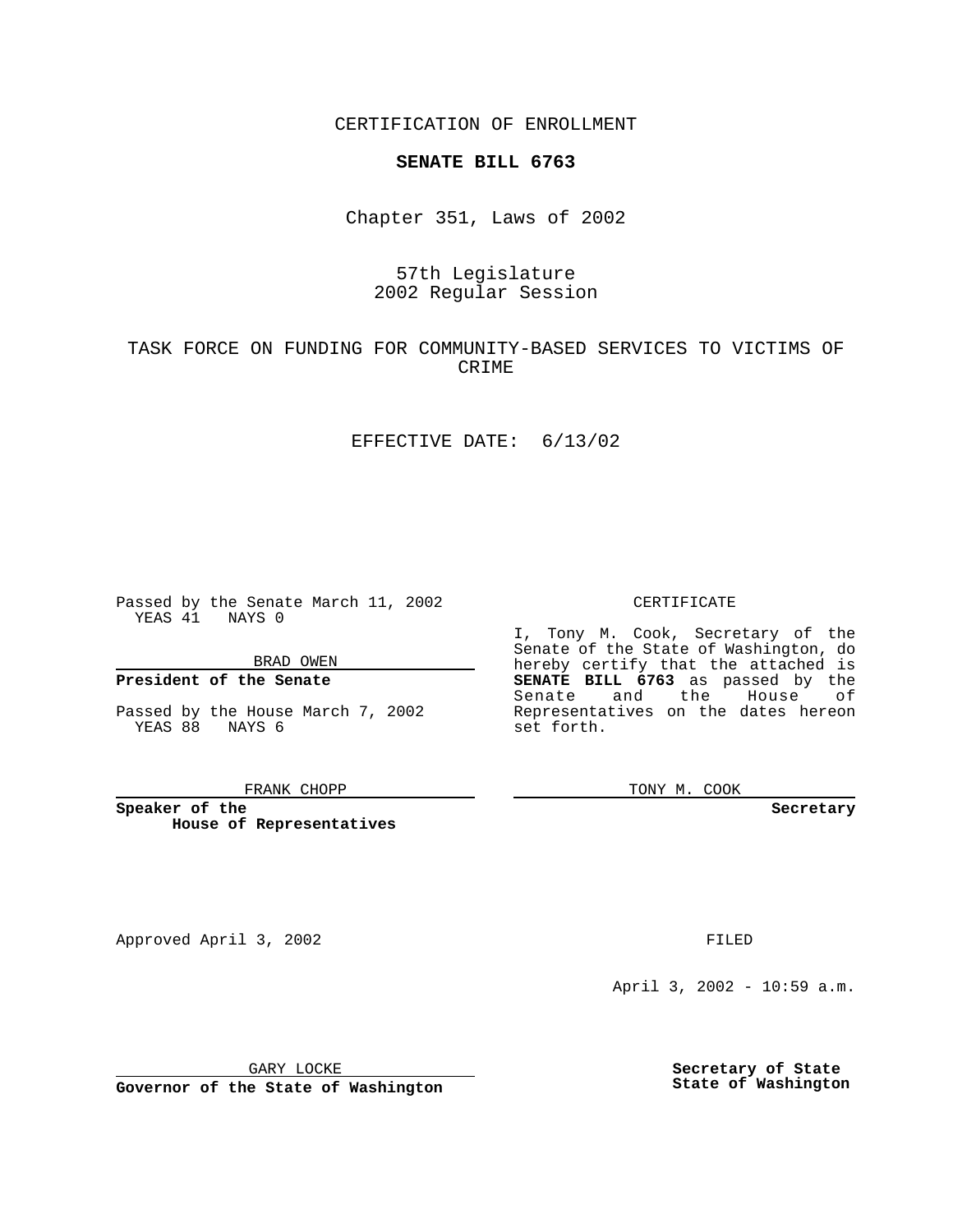CERTIFICATION OF ENROLLMENT

**SENATE BILL 6763**

Chapter 351, Laws of 2002

57th Legislature
2002 Regular Session

TASK FORCE ON FUNDING FOR COMMUNITY-BASED SERVICES TO VICTIMS OF CRIME

EFFECTIVE DATE: 6/13/02

Passed by the Senate March 11, 2002
YEAS 41 NAYS 0

BRAD OWEN

**President of the Senate**

Passed by the House March 7, 2002
YEAS 88 NAYS 6

FRANK CHOPP

**Speaker of the House of Representatives**

CERTIFICATE

I, Tony M. Cook, Secretary of the Senate of the State of Washington, do hereby certify that the attached is **SENATE BILL 6763** as passed by the Senate and the House of Representatives on the dates hereon set forth.

TONY M. COOK

**Secretary**

Approved April 3, 2002

GARY LOCKE

**Governor of the State of Washington**

FILED

April 3, 2002 - 10:59 a.m.

**Secretary of State
State of Washington**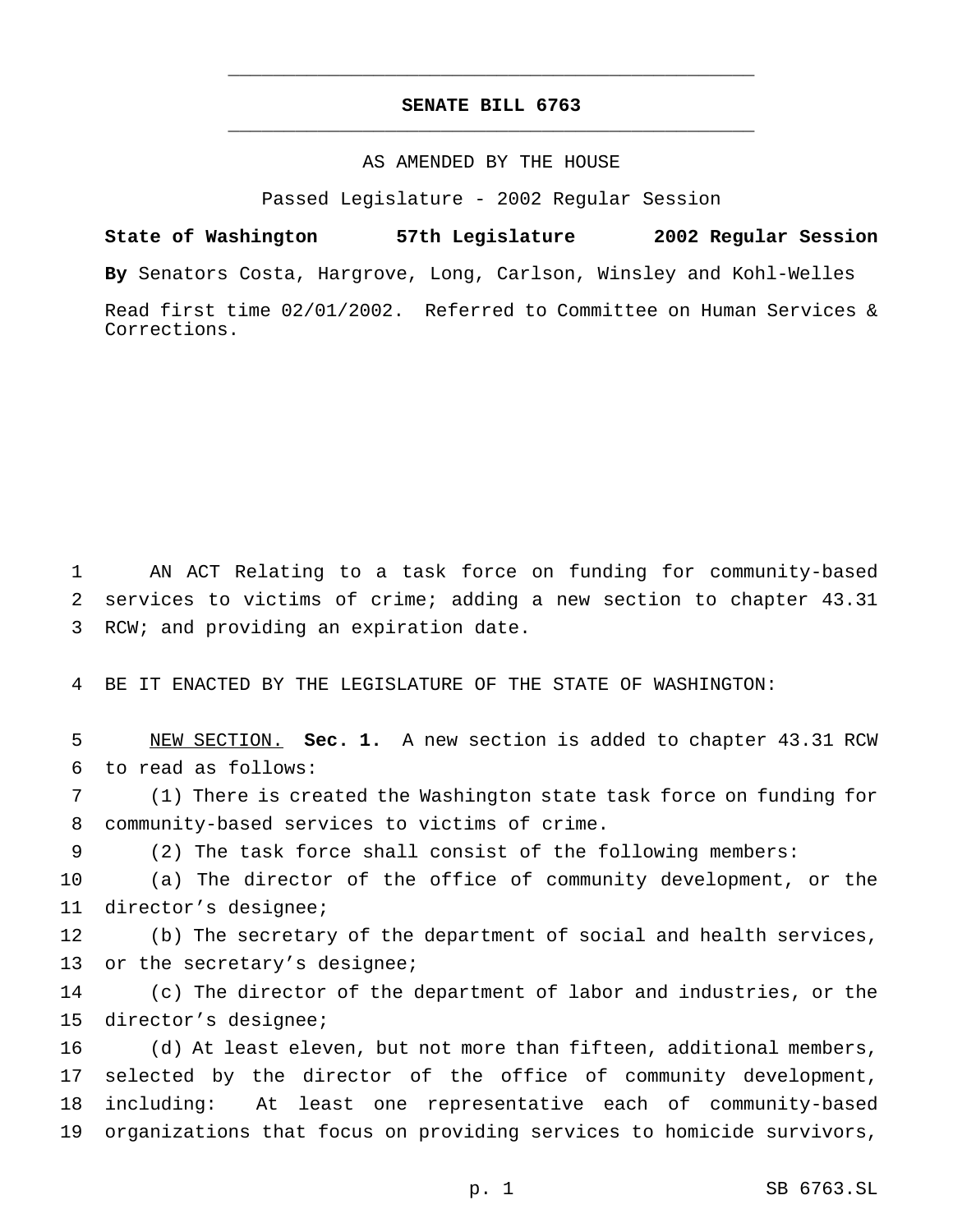# SENATE BILL 6763

AS AMENDED BY THE HOUSE

Passed Legislature - 2002 Regular Session

**State of Washington 57th Legislature 2002 Regular Session**

**By** Senators Costa, Hargrove, Long, Carlson, Winsley and Kohl-Welles

Read first time 02/01/2002. Referred to Committee on Human Services & Corrections.

AN ACT Relating to a task force on funding for community-based services to victims of crime; adding a new section to chapter 43.31 RCW; and providing an expiration date.

BE IT ENACTED BY THE LEGISLATURE OF THE STATE OF WASHINGTON:

NEW SECTION. **Sec. 1.** A new section is added to chapter 43.31 RCW to read as follows:

(1) There is created the Washington state task force on funding for community-based services to victims of crime.

(2) The task force shall consist of the following members:

(a) The director of the office of community development, or the director's designee;

(b) The secretary of the department of social and health services, or the secretary's designee;

(c) The director of the department of labor and industries, or the director's designee;

(d) At least eleven, but not more than fifteen, additional members, selected by the director of the office of community development, including: At least one representative each of community-based organizations that focus on providing services to homicide survivors,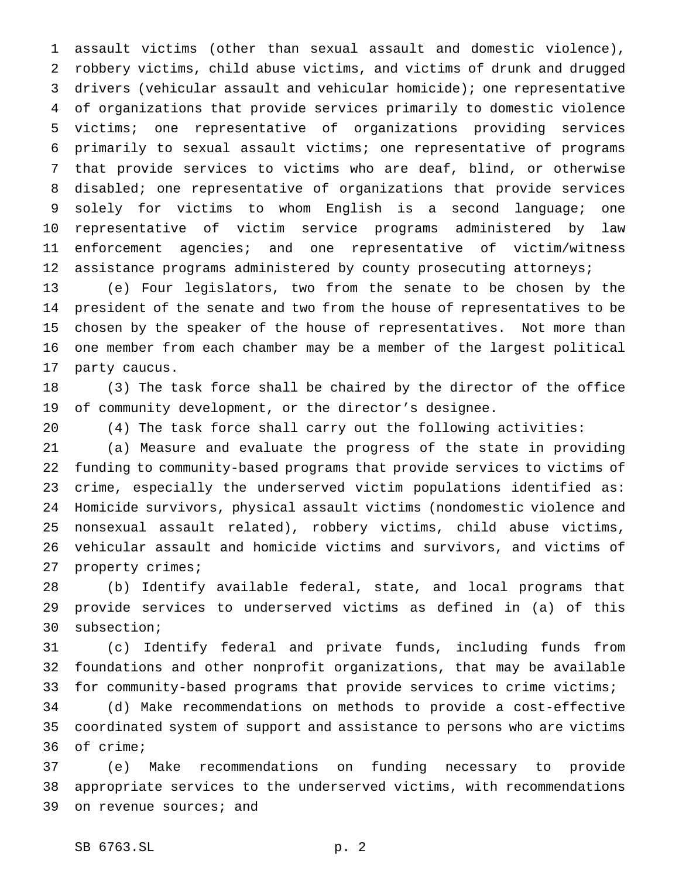assault victims (other than sexual assault and domestic violence), robbery victims, child abuse victims, and victims of drunk and drugged drivers (vehicular assault and vehicular homicide); one representative of organizations that provide services primarily to domestic violence victims; one representative of organizations providing services primarily to sexual assault victims; one representative of programs that provide services to victims who are deaf, blind, or otherwise disabled; one representative of organizations that provide services solely for victims to whom English is a second language; one representative of victim service programs administered by law enforcement agencies; and one representative of victim/witness assistance programs administered by county prosecuting attorneys;

(e) Four legislators, two from the senate to be chosen by the president of the senate and two from the house of representatives to be chosen by the speaker of the house of representatives. Not more than one member from each chamber may be a member of the largest political party caucus.

(3) The task force shall be chaired by the director of the office of community development, or the director's designee.

(4) The task force shall carry out the following activities:

(a) Measure and evaluate the progress of the state in providing funding to community-based programs that provide services to victims of crime, especially the underserved victim populations identified as: Homicide survivors, physical assault victims (nondomestic violence and nonsexual assault related), robbery victims, child abuse victims, vehicular assault and homicide victims and survivors, and victims of property crimes;

(b) Identify available federal, state, and local programs that provide services to underserved victims as defined in (a) of this subsection;

(c) Identify federal and private funds, including funds from foundations and other nonprofit organizations, that may be available for community-based programs that provide services to crime victims;

(d) Make recommendations on methods to provide a cost-effective coordinated system of support and assistance to persons who are victims of crime;

(e) Make recommendations on funding necessary to provide appropriate services to the underserved victims, with recommendations on revenue sources; and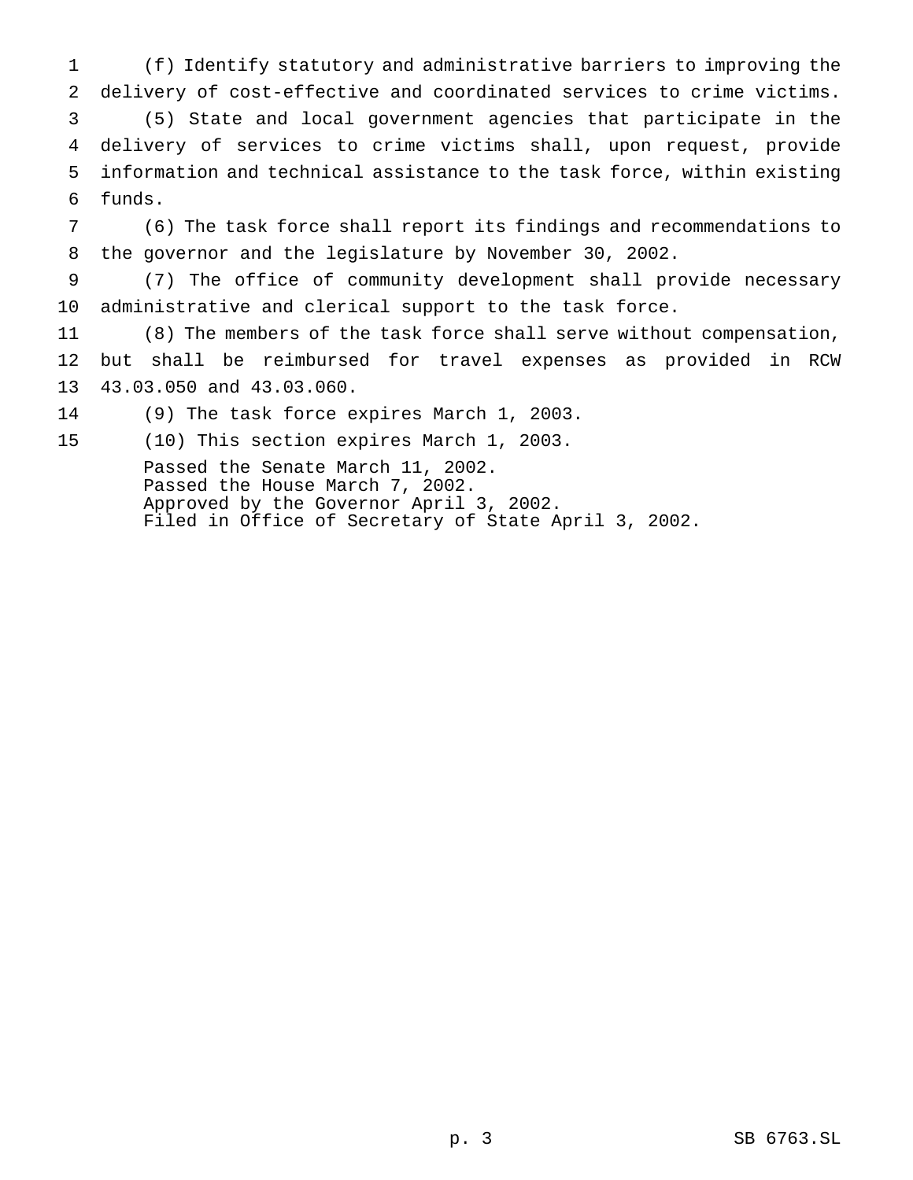(f) Identify statutory and administrative barriers to improving the delivery of cost-effective and coordinated services to crime victims.

(5) State and local government agencies that participate in the delivery of services to crime victims shall, upon request, provide information and technical assistance to the task force, within existing funds.

(6) The task force shall report its findings and recommendations to the governor and the legislature by November 30, 2002.

(7) The office of community development shall provide necessary administrative and clerical support to the task force.

(8) The members of the task force shall serve without compensation, but shall be reimbursed for travel expenses as provided in RCW 43.03.050 and 43.03.060.

(9) The task force expires March 1, 2003.

(10) This section expires March 1, 2003.

Passed the Senate March 11, 2002.
Passed the House March 7, 2002.
Approved by the Governor April 3, 2002.
Filed in Office of Secretary of State April 3, 2002.